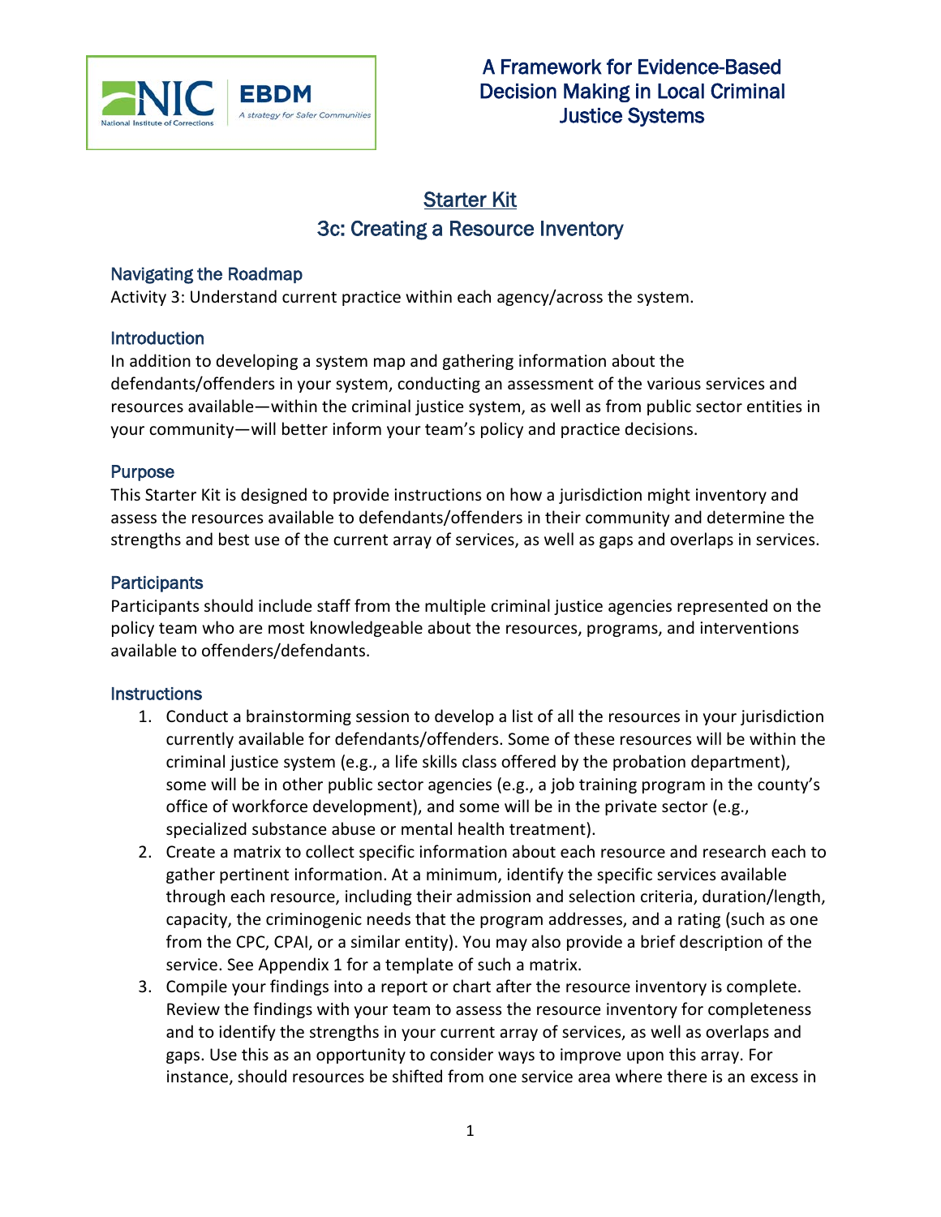A Framework for Evidence-Based Decision Making in Local Criminal Justice Systems

# Starter Kit

## 3c: Creating a Resource Inventory

### Navigating the Roadmap

Activity 3: Understand current practice within each agency/across the system.

### Introduction

In addition to developing a system map and gathering information about the defendants/offenders in your system, conducting an assessment of the various services and resources available—within the criminal justice system, as well as from public sector entities in your community—will better inform your team's policy and practice decisions.

### Purpose

This Starter Kit is designed to provide instructions on how a jurisdiction might inventory and assess the resources available to defendants/offenders in their community and determine the strengths and best use of the current array of services, as well as gaps and overlaps in services.

### Participants

Participants should include staff from the multiple criminal justice agencies represented on the policy team who are most knowledgeable about the resources, programs, and interventions available to offenders/defendants.

### Instructions

1. Conduct a brainstorming session to develop a list of all the resources in your jurisdiction currently available for defendants/offenders. Some of these resources will be within the criminal justice system (e.g., a life skills class offered by the probation department), some will be in other public sector agencies (e.g., a job training program in the county's office of workforce development), and some will be in the private sector (e.g., specialized substance abuse or mental health treatment).
2. Create a matrix to collect specific information about each resource and research each to gather pertinent information. At a minimum, identify the specific services available through each resource, including their admission and selection criteria, duration/length, capacity, the criminogenic needs that the program addresses, and a rating (such as one from the CPC, CPAI, or a similar entity). You may also provide a brief description of the service. See Appendix 1 for a template of such a matrix.
3. Compile your findings into a report or chart after the resource inventory is complete. Review the findings with your team to assess the resource inventory for completeness and to identify the strengths in your current array of services, as well as overlaps and gaps. Use this as an opportunity to consider ways to improve upon this array. For instance, should resources be shifted from one service area where there is an excess in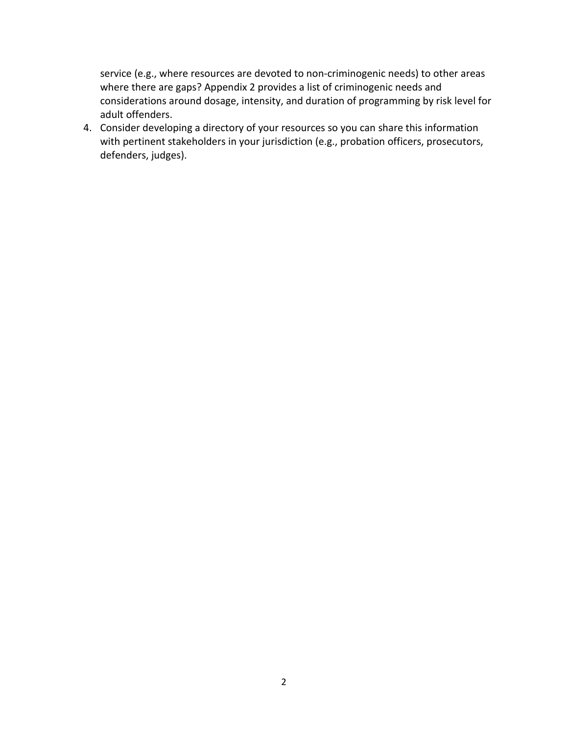service (e.g., where resources are devoted to non-criminogenic needs) to other areas where there are gaps? Appendix 2 provides a list of criminogenic needs and considerations around dosage, intensity, and duration of programming by risk level for adult offenders.

4. Consider developing a directory of your resources so you can share this information with pertinent stakeholders in your jurisdiction (e.g., probation officers, prosecutors, defenders, judges).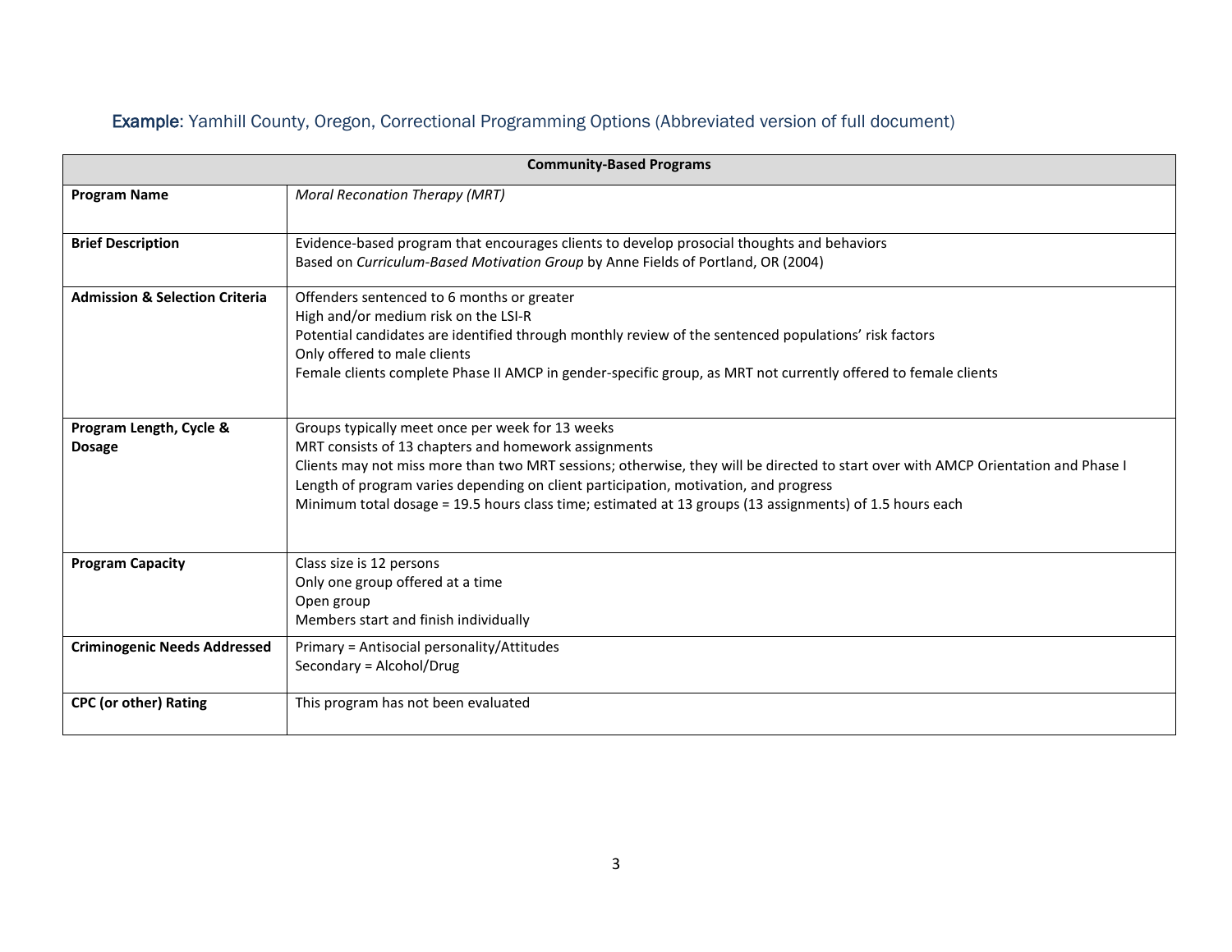### Example: Yamhill County, Oregon, Correctional Programming Options (Abbreviated version of full document)

| **Community-Based Programs** | |
|---|---|
| **Program Name** | *Moral Reconation Therapy (MRT)* |
| **Brief Description** | Evidence-based program that encourages clients to develop prosocial thoughts and behaviors<br>Based on *Curriculum-Based Motivation Group* by Anne Fields of Portland, OR (2004) |
| **Admission & Selection Criteria** | Offenders sentenced to 6 months or greater<br>High and/or medium risk on the LSI-R<br>Potential candidates are identified through monthly review of the sentenced populations' risk factors<br>Only offered to male clients<br>Female clients complete Phase II AMCP in gender-specific group, as MRT not currently offered to female clients |
| **Program Length, Cycle & Dosage** | Groups typically meet once per week for 13 weeks<br>MRT consists of 13 chapters and homework assignments<br>Clients may not miss more than two MRT sessions; otherwise, they will be directed to start over with AMCP Orientation and Phase I<br>Length of program varies depending on client participation, motivation, and progress<br>Minimum total dosage = 19.5 hours class time; estimated at 13 groups (13 assignments) of 1.5 hours each |
| **Program Capacity** | Class size is 12 persons<br>Only one group offered at a time<br>Open group<br>Members start and finish individually |
| **Criminogenic Needs Addressed** | Primary = Antisocial personality/Attitudes<br>Secondary = Alcohol/Drug |
| **CPC (or other) Rating** | This program has not been evaluated |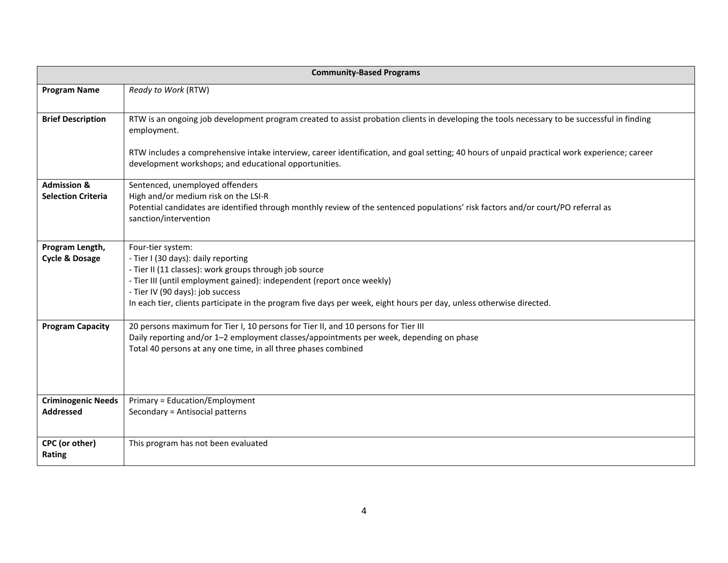| Community-Based Programs | |
|---|---|
| **Program Name** | *Ready to Work* (RTW) |
| **Brief Description** | RTW is an ongoing job development program created to assist probation clients in developing the tools necessary to be successful in finding employment.<br><br>RTW includes a comprehensive intake interview, career identification, and goal setting; 40 hours of unpaid practical work experience; career development workshops; and educational opportunities. |
| **Admission & Selection Criteria** | Sentenced, unemployed offenders<br>High and/or medium risk on the LSI-R<br>Potential candidates are identified through monthly review of the sentenced populations' risk factors and/or court/PO referral as sanction/intervention |
| **Program Length, Cycle & Dosage** | Four-tier system:<br>- Tier I (30 days): daily reporting<br>- Tier II (11 classes): work groups through job source<br>- Tier III (until employment gained): independent (report once weekly)<br>- Tier IV (90 days): job success<br>In each tier, clients participate in the program five days per week, eight hours per day, unless otherwise directed. |
| **Program Capacity** | 20 persons maximum for Tier I, 10 persons for Tier II, and 10 persons for Tier III<br>Daily reporting and/or 1–2 employment classes/appointments per week, depending on phase<br>Total 40 persons at any one time, in all three phases combined |
| **Criminogenic Needs Addressed** | Primary = Education/Employment<br>Secondary = Antisocial patterns |
| **CPC (or other) Rating** | This program has not been evaluated |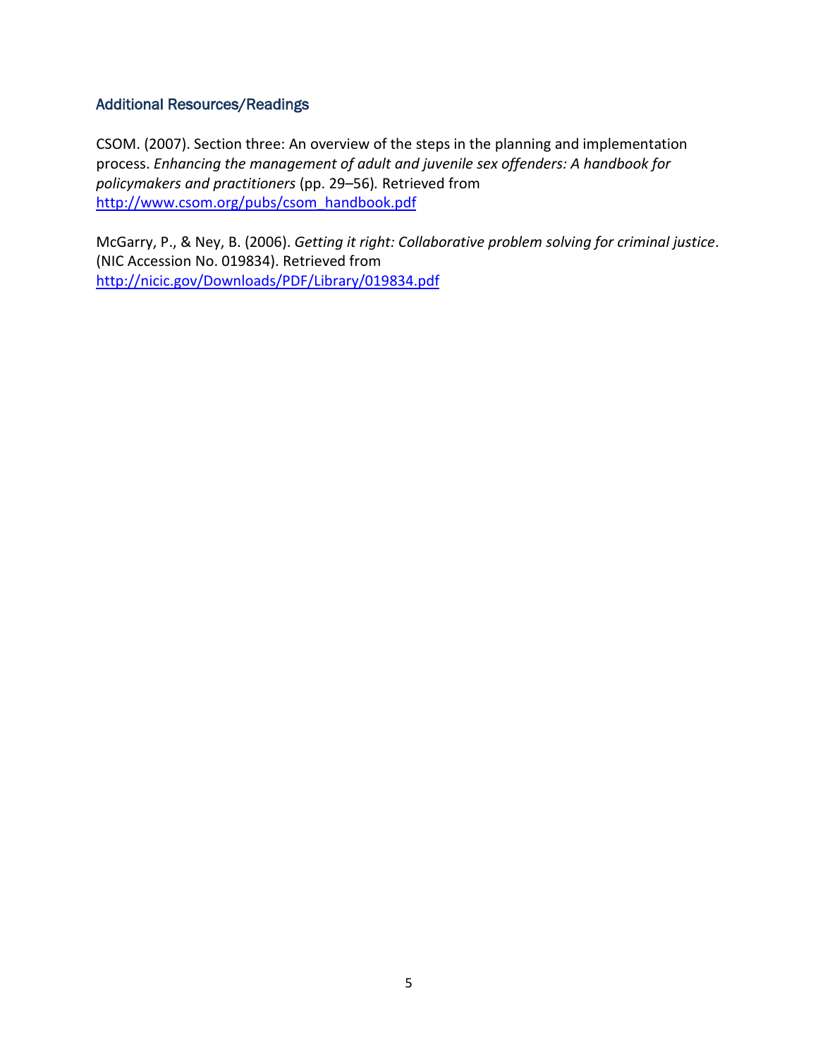## Additional Resources/Readings

CSOM. (2007). Section three: An overview of the steps in the planning and implementation process. *Enhancing the management of adult and juvenile sex offenders: A handbook for policymakers and practitioners* (pp. 29–56)*.* Retrieved from [http://www.csom.org/pubs/csom_handbook.pdf](http://www.csom.org/pubs/csom_handbook.pdf)

McGarry, P., & Ney, B. (2006). *Getting it right: Collaborative problem solving for criminal justice*. (NIC Accession No. 019834). Retrieved from [http://nicic.gov/Downloads/PDF/Library/019834.pdf](http://nicic.gov/Downloads/PDF/Library/019834.pdf)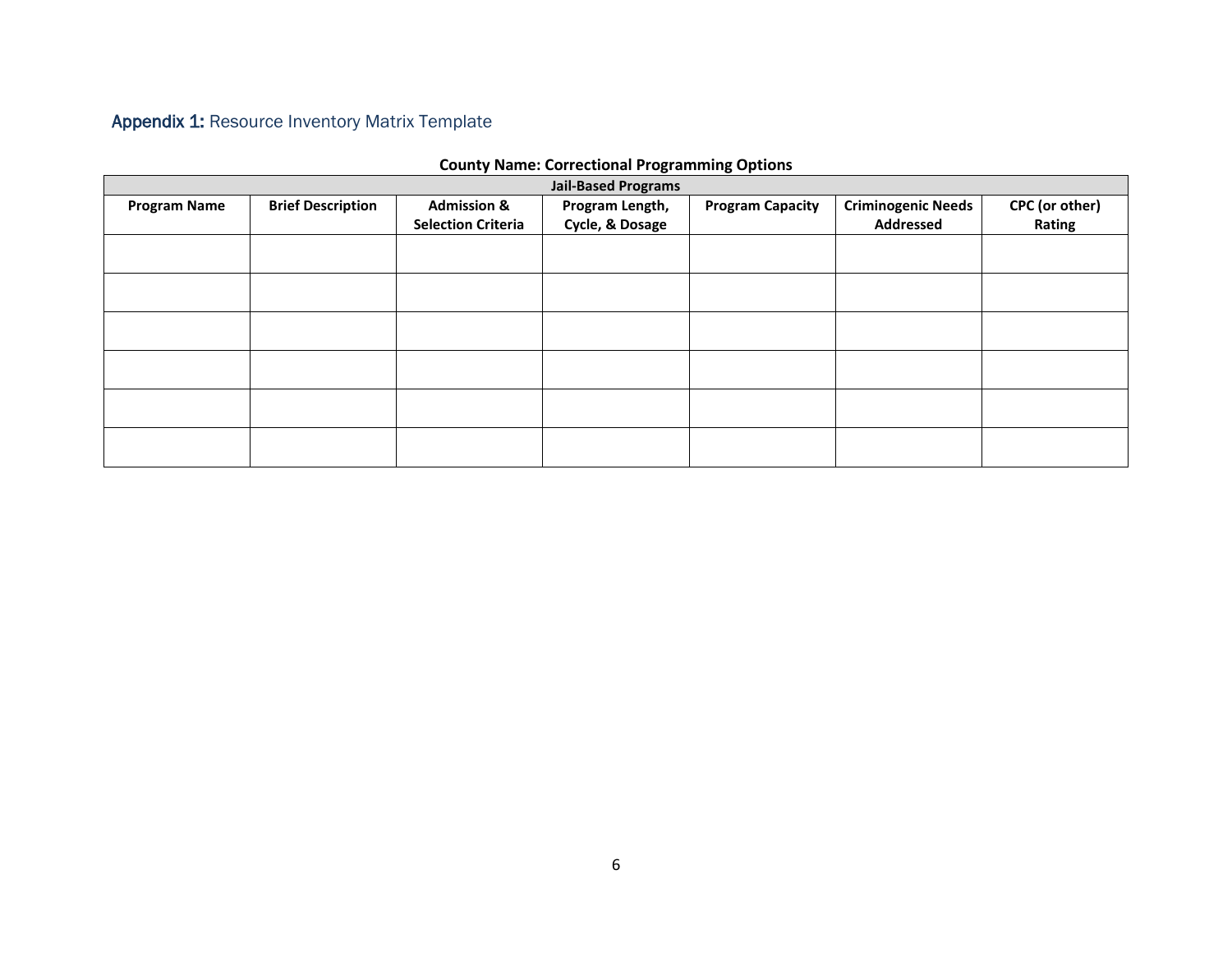## **Appendix 1:** Resource Inventory Matrix Template

**County Name: Correctional Programming Options**

| **Jail-Based Programs** | | | | | | |
|---|---|---|---|---|---|---|
| **Program Name** | **Brief Description** | **Admission & Selection Criteria** | **Program Length, Cycle, & Dosage** | **Program Capacity** | **Criminogenic Needs Addressed** | **CPC (or other) Rating** |
| | | | | | | |
| | | | | | | |
| | | | | | | |
| | | | | | | |
| | | | | | | |
| | | | | | | |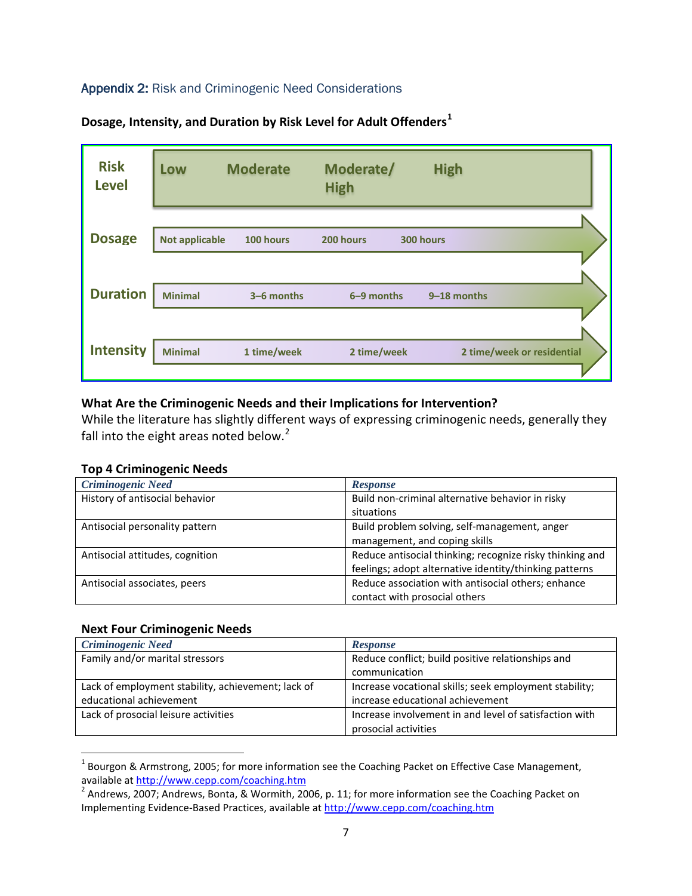## Appendix 2: Risk and Criminogenic Need Considerations

**Dosage, Intensity, and Duration by Risk Level for Adult Offenders**[1]

| Risk Level | Low | Moderate | Moderate/ High | High |
|---|---|---|---|---|
| Dosage | Not applicable | 100 hours | 200 hours | 300 hours |
| Duration | Minimal | 3–6 months | 6–9 months | 9–18 months |
| Intensity | Minimal | 1 time/week | 2 time/week | 2 time/week or residential |

**What Are the Criminogenic Needs and their Implications for Intervention?**

While the literature has slightly different ways of expressing criminogenic needs, generally they fall into the eight areas noted below.[2]

**Top 4 Criminogenic Needs**

| *Criminogenic Need* | *Response* |
|---|---|
| History of antisocial behavior | Build non-criminal alternative behavior in risky situations |
| Antisocial personality pattern | Build problem solving, self-management, anger management, and coping skills |
| Antisocial attitudes, cognition | Reduce antisocial thinking; recognize risky thinking and feelings; adopt alternative identity/thinking patterns |
| Antisocial associates, peers | Reduce association with antisocial others; enhance contact with prosocial others |

**Next Four Criminogenic Needs**

| *Criminogenic Need* | *Response* |
|---|---|
| Family and/or marital stressors | Reduce conflict; build positive relationships and communication |
| Lack of employment stability, achievement; lack of educational achievement | Increase vocational skills; seek employment stability; increase educational achievement |
| Lack of prosocial leisure activities | Increase involvement in and level of satisfaction with prosocial activities |

[1] Bourgon & Armstrong, 2005; for more information see the Coaching Packet on Effective Case Management, available at http://www.cepp.com/coaching.htm

[2] Andrews, 2007; Andrews, Bonta, & Wormith, 2006, p. 11; for more information see the Coaching Packet on Implementing Evidence-Based Practices, available at http://www.cepp.com/coaching.htm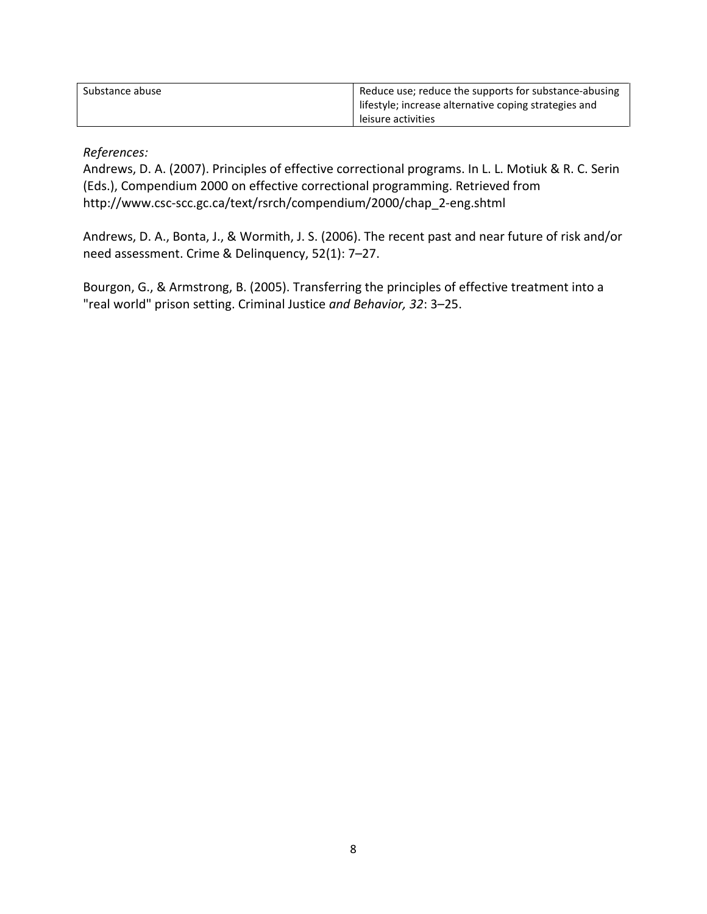| | |
|---|---|
| Substance abuse | Reduce use; reduce the supports for substance-abusing lifestyle; increase alternative coping strategies and leisure activities |

*References:*

Andrews, D. A. (2007). Principles of effective correctional programs. In L. L. Motiuk & R. C. Serin (Eds.), Compendium 2000 on effective correctional programming. Retrieved from http://www.csc-scc.gc.ca/text/rsrch/compendium/2000/chap_2-eng.shtml

Andrews, D. A., Bonta, J., & Wormith, J. S. (2006). The recent past and near future of risk and/or need assessment. Crime & Delinquency, 52(1): 7–27.

Bourgon, G., & Armstrong, B. (2005). Transferring the principles of effective treatment into a "real world" prison setting. Criminal Justice *and Behavior, 32*: 3–25.